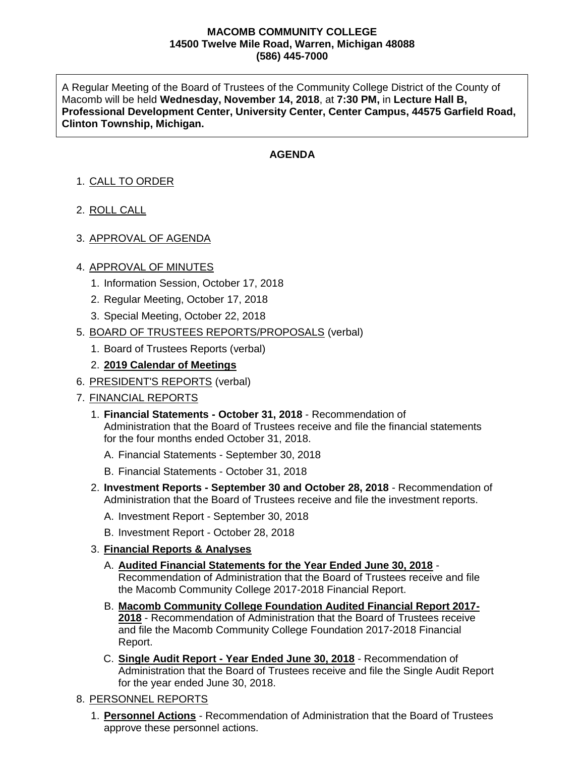**MACOMB COMMUNITY COLLEGE**
**14500 Twelve Mile Road, Warren, Michigan 48088**
**(586) 445-7000**

A Regular Meeting of the Board of Trustees of the Community College District of the County of Macomb will be held **Wednesday, November 14, 2018**, at **7:30 PM,** in **Lecture Hall B, Professional Development Center, University Center, Center Campus, 44575 Garfield Road, Clinton Township, Michigan.**

## AGENDA

1. <u>CALL TO ORDER</u>
2. <u>ROLL CALL</u>
3. <u>APPROVAL OF AGENDA</u>
4. <u>APPROVAL OF MINUTES</u>
   1. Information Session, October 17, 2018
   2. Regular Meeting, October 17, 2018
   3. Special Meeting, October 22, 2018
5. <u>BOARD OF TRUSTEES REPORTS/PROPOSALS</u> (verbal)
   1. Board of Trustees Reports (verbal)
   2. **<u>2019 Calendar of Meetings</u>**
6. <u>PRESIDENT'S REPORTS</u> (verbal)
7. <u>FINANCIAL REPORTS</u>
   1. **Financial Statements - October 31, 2018** - Recommendation of Administration that the Board of Trustees receive and file the financial statements for the four months ended October 31, 2018.
      - A. Financial Statements - September 30, 2018
      - B. Financial Statements - October 31, 2018
   2. **Investment Reports - September 30 and October 28, 2018** - Recommendation of Administration that the Board of Trustees receive and file the investment reports.
      - A. Investment Report - September 30, 2018
      - B. Investment Report - October 28, 2018
   3. **<u>Financial Reports & Analyses</u>**
      - A. **<u>Audited Financial Statements for the Year Ended June 30, 2018</u>** - Recommendation of Administration that the Board of Trustees receive and file the Macomb Community College 2017-2018 Financial Report.
      - B. **<u>Macomb Community College Foundation Audited Financial Report 2017-2018</u>** - Recommendation of Administration that the Board of Trustees receive and file the Macomb Community College Foundation 2017-2018 Financial Report.
      - C. **<u>Single Audit Report - Year Ended June 30, 2018</u>** - Recommendation of Administration that the Board of Trustees receive and file the Single Audit Report for the year ended June 30, 2018.
8. <u>PERSONNEL REPORTS</u>
   1. **<u>Personnel Actions</u>** - Recommendation of Administration that the Board of Trustees approve these personnel actions.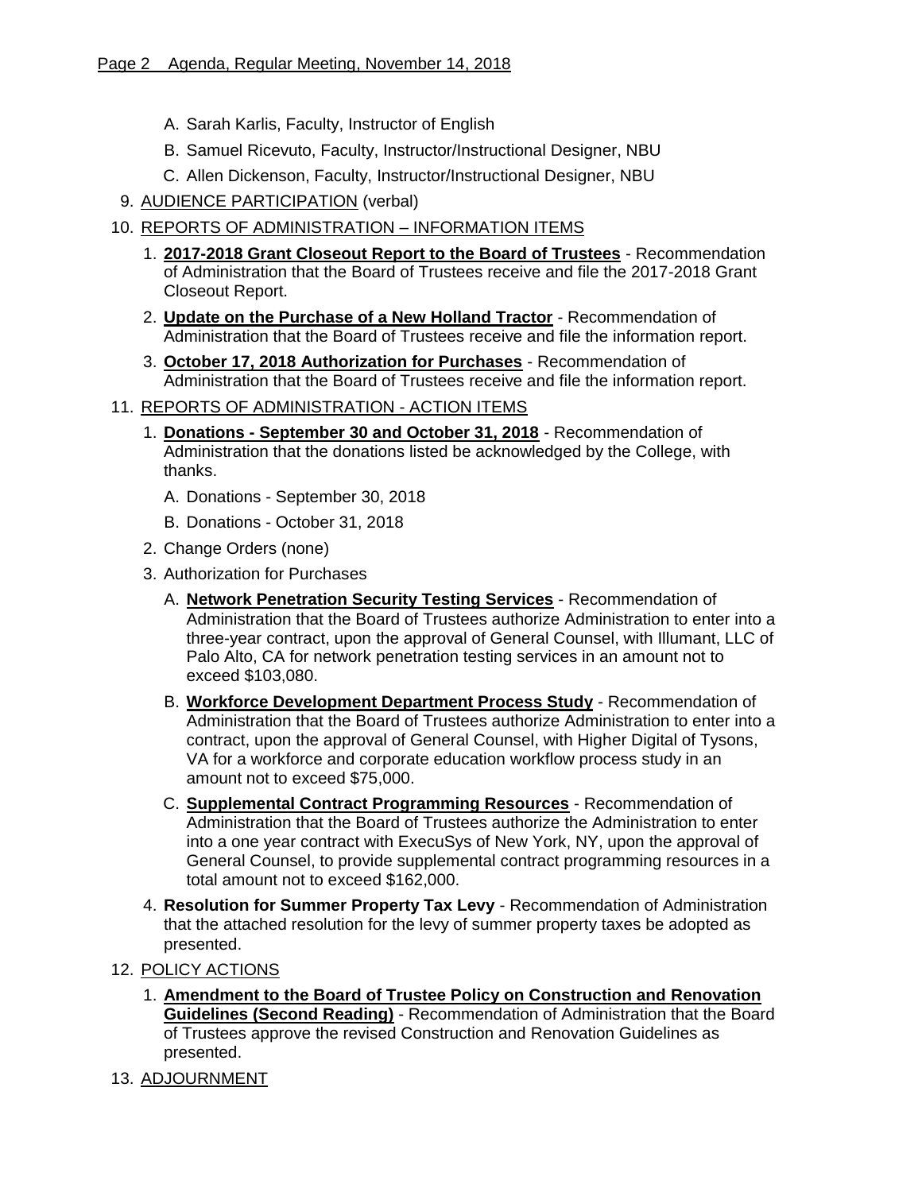A. Sarah Karlis, Faculty, Instructor of English

B. Samuel Ricevuto, Faculty, Instructor/Instructional Designer, NBU

C. Allen Dickenson, Faculty, Instructor/Instructional Designer, NBU

9. AUDIENCE PARTICIPATION (verbal)

10. REPORTS OF ADMINISTRATION – INFORMATION ITEMS

    1. **2017-2018 Grant Closeout Report to the Board of Trustees** - Recommendation of Administration that the Board of Trustees receive and file the 2017-2018 Grant Closeout Report.
    2. **Update on the Purchase of a New Holland Tractor** - Recommendation of Administration that the Board of Trustees receive and file the information report.
    3. **October 17, 2018 Authorization for Purchases** - Recommendation of Administration that the Board of Trustees receive and file the information report.

11. REPORTS OF ADMINISTRATION - ACTION ITEMS

    1. **Donations - September 30 and October 31, 2018** - Recommendation of Administration that the donations listed be acknowledged by the College, with thanks.
        - A. Donations - September 30, 2018
        - B. Donations - October 31, 2018
    2. Change Orders (none)
    3. Authorization for Purchases
        - A. **Network Penetration Security Testing Services** - Recommendation of Administration that the Board of Trustees authorize Administration to enter into a three-year contract, upon the approval of General Counsel, with Illumant, LLC of Palo Alto, CA for network penetration testing services in an amount not to exceed $103,080.
        - B. **Workforce Development Department Process Study** - Recommendation of Administration that the Board of Trustees authorize Administration to enter into a contract, upon the approval of General Counsel, with Higher Digital of Tysons, VA for a workforce and corporate education workflow process study in an amount not to exceed $75,000.
        - C. **Supplemental Contract Programming Resources** - Recommendation of Administration that the Board of Trustees authorize the Administration to enter into a one year contract with ExecuSys of New York, NY, upon the approval of General Counsel, to provide supplemental contract programming resources in a total amount not to exceed $162,000.
    4. **Resolution for Summer Property Tax Levy** - Recommendation of Administration that the attached resolution for the levy of summer property taxes be adopted as presented.

12. POLICY ACTIONS

    1. **Amendment to the Board of Trustee Policy on Construction and Renovation Guidelines (Second Reading)** - Recommendation of Administration that the Board of Trustees approve the revised Construction and Renovation Guidelines as presented.

13. ADJOURNMENT